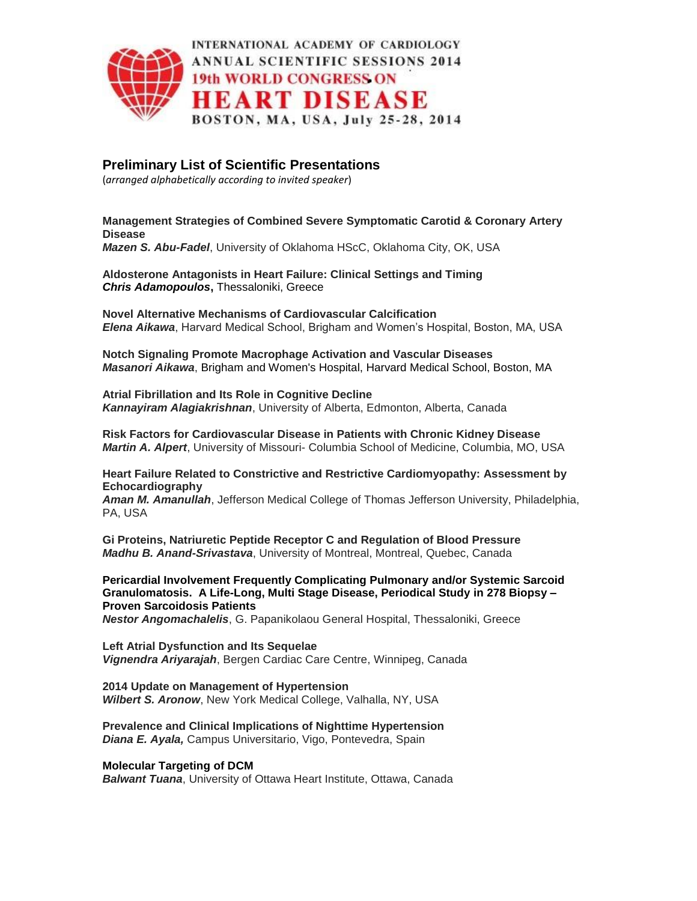INTERNATIONAL ACADEMY OF CARDIOLOGY
ANNUAL SCIENTIFIC SESSIONS 2014
19th WORLD CONGRESS ON
HEART DISEASE
BOSTON, MA, USA, July 25-28, 2014

## Preliminary List of Scientific Presentations

(*arranged alphabetically according to invited speaker*)

**Management Strategies of Combined Severe Symptomatic Carotid & Coronary Artery Disease**
***Mazen S. Abu-Fadel***, University of Oklahoma HScC, Oklahoma City, OK, USA

**Aldosterone Antagonists in Heart Failure: Clinical Settings and Timing**
***Chris Adamopoulos*****,** Thessaloniki, Greece

**Novel Alternative Mechanisms of Cardiovascular Calcification**
***Elena Aikawa***, Harvard Medical School, Brigham and Women's Hospital, Boston, MA, USA

**Notch Signaling Promote Macrophage Activation and Vascular Diseases**
***Masanori Aikawa***, Brigham and Women's Hospital, Harvard Medical School, Boston, MA

**Atrial Fibrillation and Its Role in Cognitive Decline**
***Kannayiram Alagiakrishnan***, University of Alberta, Edmonton, Alberta, Canada

**Risk Factors for Cardiovascular Disease in Patients with Chronic Kidney Disease**
***Martin A. Alpert***, University of Missouri- Columbia School of Medicine, Columbia, MO, USA

**Heart Failure Related to Constrictive and Restrictive Cardiomyopathy: Assessment by Echocardiography**
***Aman M. Amanullah***, Jefferson Medical College of Thomas Jefferson University, Philadelphia, PA, USA

**Gi Proteins, Natriuretic Peptide Receptor C and Regulation of Blood Pressure**
***Madhu B. Anand-Srivastava***, University of Montreal, Montreal, Quebec, Canada

**Pericardial Involvement Frequently Complicating Pulmonary and/or Systemic Sarcoid Granulomatosis. A Life-Long, Multi Stage Disease, Periodical Study in 278 Biopsy – Proven Sarcoidosis Patients**
***Nestor Angomachalelis***, G. Papanikolaou General Hospital, Thessaloniki, Greece

**Left Atrial Dysfunction and Its Sequelae**
***Vignendra Ariyarajah***, Bergen Cardiac Care Centre, Winnipeg, Canada

**2014 Update on Management of Hypertension**
***Wilbert S. Aronow***, New York Medical College, Valhalla, NY, USA

**Prevalence and Clinical Implications of Nighttime Hypertension**
***Diana E. Ayala,*** Campus Universitario, Vigo, Pontevedra, Spain

**Molecular Targeting of DCM**
***Balwant Tuana***, University of Ottawa Heart Institute, Ottawa, Canada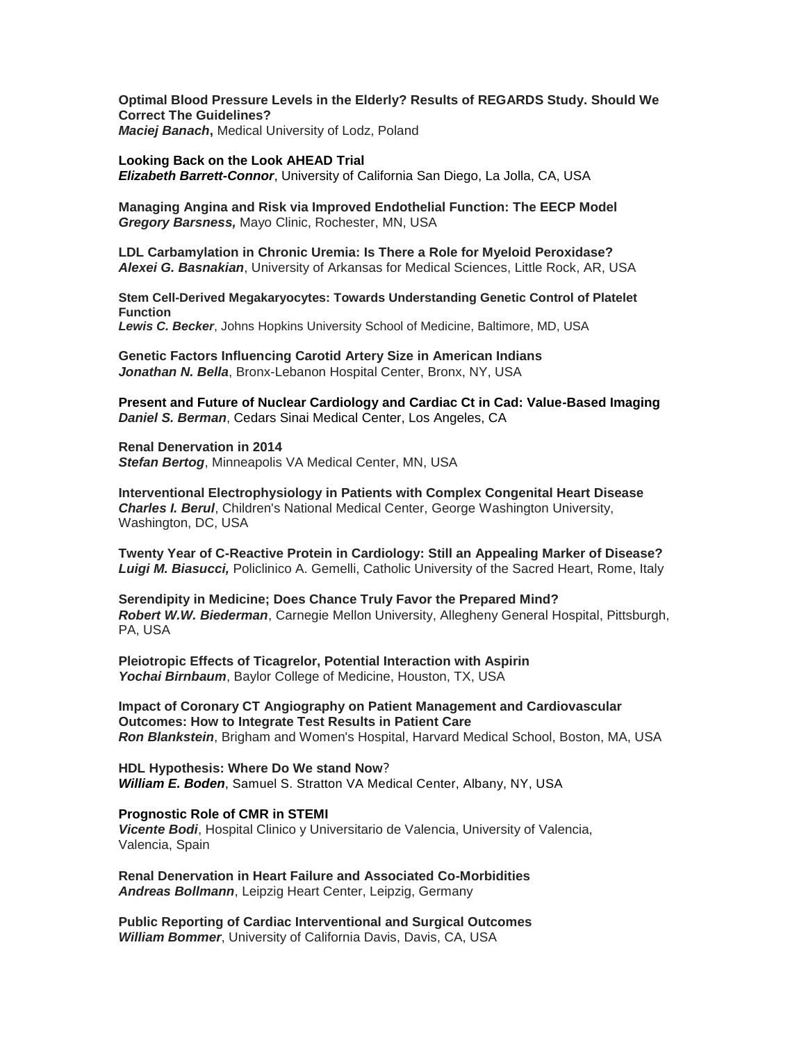**Optimal Blood Pressure Levels in the Elderly? Results of REGARDS Study. Should We Correct The Guidelines?**
***Maciej Banach***, Medical University of Lodz, Poland

**Looking Back on the Look AHEAD Trial**
***Elizabeth Barrett-Connor***, University of California San Diego, La Jolla, CA, USA

**Managing Angina and Risk via Improved Endothelial Function: The EECP Model**
***Gregory Barsness,*** Mayo Clinic, Rochester, MN, USA

**LDL Carbamylation in Chronic Uremia: Is There a Role for Myeloid Peroxidase?**
***Alexei G. Basnakian***, University of Arkansas for Medical Sciences, Little Rock, AR, USA

**Stem Cell-Derived Megakaryocytes: Towards Understanding Genetic Control of Platelet Function**
***Lewis C. Becker***, Johns Hopkins University School of Medicine, Baltimore, MD, USA

**Genetic Factors Influencing Carotid Artery Size in American Indians**
***Jonathan N. Bella***, Bronx-Lebanon Hospital Center, Bronx, NY, USA

**Present and Future of Nuclear Cardiology and Cardiac Ct in Cad: Value-Based Imaging**
***Daniel S. Berman***, Cedars Sinai Medical Center, Los Angeles, CA

**Renal Denervation in 2014**
***Stefan Bertog***, Minneapolis VA Medical Center, MN, USA

**Interventional Electrophysiology in Patients with Complex Congenital Heart Disease**
***Charles I. Berul***, Children's National Medical Center, George Washington University, Washington, DC, USA

**Twenty Year of C-Reactive Protein in Cardiology: Still an Appealing Marker of Disease?**
***Luigi M. Biasucci,*** Policlinico A. Gemelli, Catholic University of the Sacred Heart, Rome, Italy

**Serendipity in Medicine; Does Chance Truly Favor the Prepared Mind?**
***Robert W.W. Biederman***, Carnegie Mellon University, Allegheny General Hospital, Pittsburgh, PA, USA

**Pleiotropic Effects of Ticagrelor, Potential Interaction with Aspirin**
***Yochai Birnbaum***, Baylor College of Medicine, Houston, TX, USA

**Impact of Coronary CT Angiography on Patient Management and Cardiovascular Outcomes: How to Integrate Test Results in Patient Care**
***Ron Blankstein***, Brigham and Women's Hospital, Harvard Medical School, Boston, MA, USA

**HDL Hypothesis: Where Do We stand Now**?
***William E. Boden***, Samuel S. Stratton VA Medical Center, Albany, NY, USA

**Prognostic Role of CMR in STEMI**
***Vicente Bodi***, Hospital Clinico y Universitario de Valencia, University of Valencia, Valencia, Spain

**Renal Denervation in Heart Failure and Associated Co-Morbidities**
***Andreas Bollmann***, Leipzig Heart Center, Leipzig, Germany

**Public Reporting of Cardiac Interventional and Surgical Outcomes**
***William Bommer***, University of California Davis, Davis, CA, USA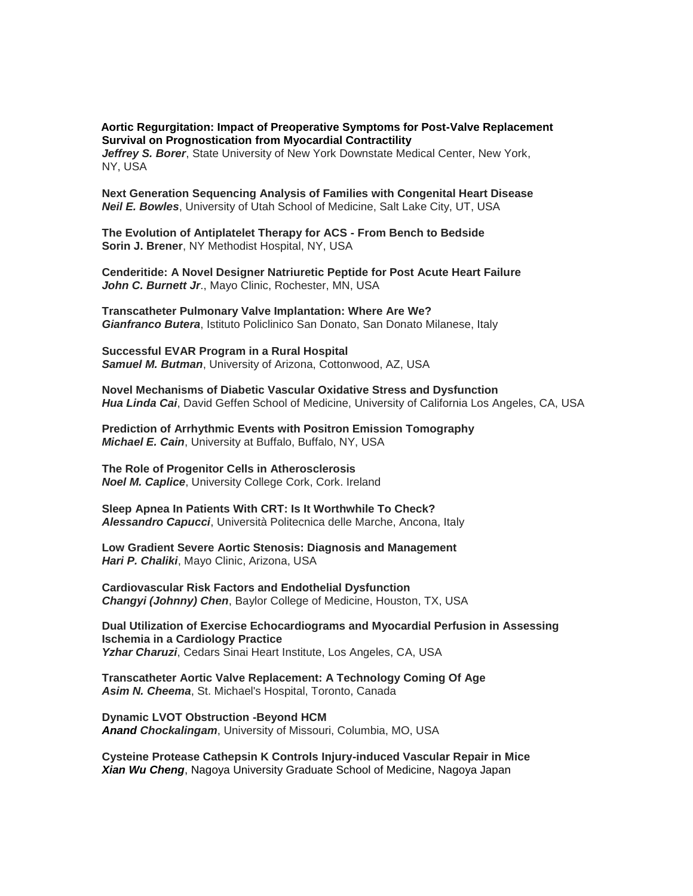**Aortic Regurgitation: Impact of Preoperative Symptoms for Post-Valve Replacement Survival on Prognostication from Myocardial Contractility**
***Jeffrey S. Borer***, State University of New York Downstate Medical Center, New York, NY, USA

**Next Generation Sequencing Analysis of Families with Congenital Heart Disease**
***Neil E. Bowles***, University of Utah School of Medicine, Salt Lake City, UT, USA

**The Evolution of Antiplatelet Therapy for ACS - From Bench to Bedside**
**Sorin J. Brener**, NY Methodist Hospital, NY, USA

**Cenderitide: A Novel Designer Natriuretic Peptide for Post Acute Heart Failure**
***John C. Burnett Jr***., Mayo Clinic, Rochester, MN, USA

**Transcatheter Pulmonary Valve Implantation: Where Are We?**
***Gianfranco Butera***, Istituto Policlinico San Donato, San Donato Milanese, Italy

**Successful EVAR Program in a Rural Hospital**
***Samuel M. Butman***, University of Arizona, Cottonwood, AZ, USA

**Novel Mechanisms of Diabetic Vascular Oxidative Stress and Dysfunction**
***Hua Linda Cai***, David Geffen School of Medicine, University of California Los Angeles, CA, USA

**Prediction of Arrhythmic Events with Positron Emission Tomography**
***Michael E. Cain***, University at Buffalo, Buffalo, NY, USA

**The Role of Progenitor Cells in Atherosclerosis**
***Noel M. Caplice***, University College Cork, Cork. Ireland

**Sleep Apnea In Patients With CRT: Is It Worthwhile To Check?**
***Alessandro Capucci***, Università Politecnica delle Marche, Ancona, Italy

**Low Gradient Severe Aortic Stenosis: Diagnosis and Management**
***Hari P. Chaliki***, Mayo Clinic, Arizona, USA

**Cardiovascular Risk Factors and Endothelial Dysfunction**
***Changyi (Johnny) Chen***, Baylor College of Medicine, Houston, TX, USA

**Dual Utilization of Exercise Echocardiograms and Myocardial Perfusion in Assessing Ischemia in a Cardiology Practice**
***Yzhar Charuzi***, Cedars Sinai Heart Institute, Los Angeles, CA, USA

**Transcatheter Aortic Valve Replacement: A Technology Coming Of Age**
***Asim N. Cheema***, St. Michael's Hospital, Toronto, Canada

**Dynamic LVOT Obstruction -Beyond HCM**
***Anand Chockalingam***, University of Missouri, Columbia, MO, USA

**Cysteine Protease Cathepsin K Controls Injury-induced Vascular Repair in Mice**
***Xian Wu Cheng***, Nagoya University Graduate School of Medicine, Nagoya Japan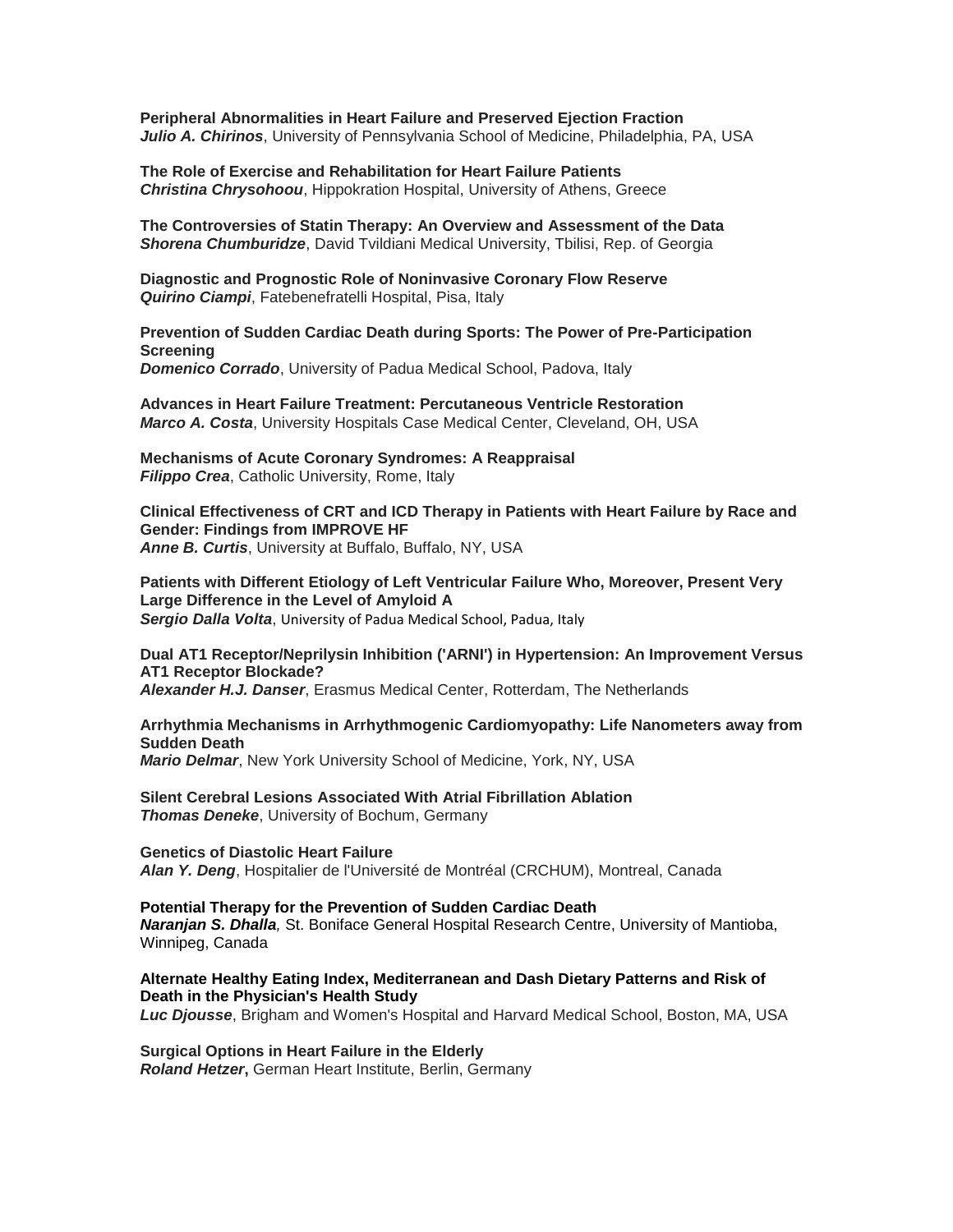**Peripheral Abnormalities in Heart Failure and Preserved Ejection Fraction**
***Julio A. Chirinos***, University of Pennsylvania School of Medicine, Philadelphia, PA, USA

**The Role of Exercise and Rehabilitation for Heart Failure Patients**
***Christina Chrysohoou***, Hippokration Hospital, University of Athens, Greece

**The Controversies of Statin Therapy: An Overview and Assessment of the Data**
***Shorena Chumburidze***, David Tvildiani Medical University, Tbilisi, Rep. of Georgia

**Diagnostic and Prognostic Role of Noninvasive Coronary Flow Reserve**
***Quirino Ciampi***, Fatebenefratelli Hospital, Pisa, Italy

**Prevention of Sudden Cardiac Death during Sports: The Power of Pre-Participation Screening**
***Domenico Corrado***, University of Padua Medical School, Padova, Italy

**Advances in Heart Failure Treatment: Percutaneous Ventricle Restoration**
***Marco A. Costa***, University Hospitals Case Medical Center, Cleveland, OH, USA

**Mechanisms of Acute Coronary Syndromes: A Reappraisal**
***Filippo Crea***, Catholic University, Rome, Italy

**Clinical Effectiveness of CRT and ICD Therapy in Patients with Heart Failure by Race and Gender: Findings from IMPROVE HF**
***Anne B. Curtis***, University at Buffalo, Buffalo, NY, USA

**Patients with Different Etiology of Left Ventricular Failure Who, Moreover, Present Very Large Difference in the Level of Amyloid A**
***Sergio Dalla Volta***, University of Padua Medical School, Padua, Italy

**Dual AT1 Receptor/Neprilysin Inhibition ('ARNI') in Hypertension: An Improvement Versus AT1 Receptor Blockade?**
***Alexander H.J. Danser***, Erasmus Medical Center, Rotterdam, The Netherlands

**Arrhythmia Mechanisms in Arrhythmogenic Cardiomyopathy: Life Nanometers away from Sudden Death**
***Mario Delmar***, New York University School of Medicine, York, NY, USA

**Silent Cerebral Lesions Associated With Atrial Fibrillation Ablation**
***Thomas Deneke***, University of Bochum, Germany

**Genetics of Diastolic Heart Failure**
***Alan Y. Deng***, Hospitalier de l'Université de Montréal (CRCHUM), Montreal, Canada

**Potential Therapy for the Prevention of Sudden Cardiac Death**
***Naranjan S. Dhalla***, St. Boniface General Hospital Research Centre, University of Mantioba, Winnipeg, Canada

**Alternate Healthy Eating Index, Mediterranean and Dash Dietary Patterns and Risk of Death in the Physician's Health Study**
***Luc Djousse***, Brigham and Women's Hospital and Harvard Medical School, Boston, MA, USA

**Surgical Options in Heart Failure in the Elderly**
***Roland Hetzer***, German Heart Institute, Berlin, Germany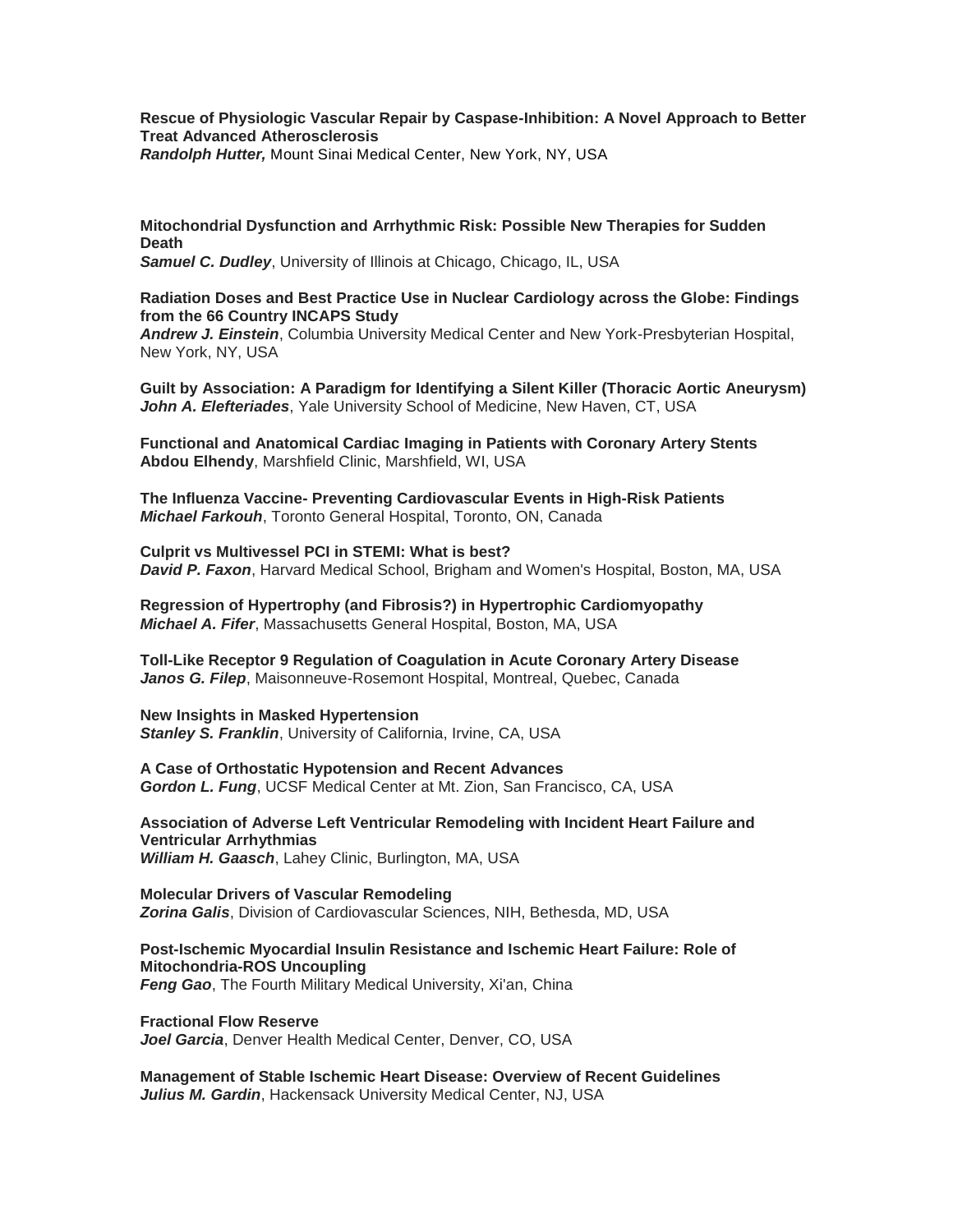**Rescue of Physiologic Vascular Repair by Caspase-Inhibition: A Novel Approach to Better Treat Advanced Atherosclerosis**
***Randolph Hutter,*** Mount Sinai Medical Center, New York, NY, USA

**Mitochondrial Dysfunction and Arrhythmic Risk: Possible New Therapies for Sudden Death**
***Samuel C. Dudley***, University of Illinois at Chicago, Chicago, IL, USA

**Radiation Doses and Best Practice Use in Nuclear Cardiology across the Globe: Findings from the 66 Country INCAPS Study**
***Andrew J. Einstein***, Columbia University Medical Center and New York-Presbyterian Hospital, New York, NY, USA

**Guilt by Association: A Paradigm for Identifying a Silent Killer (Thoracic Aortic Aneurysm)**
***John A. Elefteriades***, Yale University School of Medicine, New Haven, CT, USA

**Functional and Anatomical Cardiac Imaging in Patients with Coronary Artery Stents**
**Abdou Elhendy**, Marshfield Clinic, Marshfield, WI, USA

**The Influenza Vaccine- Preventing Cardiovascular Events in High-Risk Patients**
***Michael Farkouh***, Toronto General Hospital, Toronto, ON, Canada

**Culprit vs Multivessel PCI in STEMI: What is best?**
***David P. Faxon***, Harvard Medical School, Brigham and Women's Hospital, Boston, MA, USA

**Regression of Hypertrophy (and Fibrosis?) in Hypertrophic Cardiomyopathy**
***Michael A. Fifer***, Massachusetts General Hospital, Boston, MA, USA

**Toll-Like Receptor 9 Regulation of Coagulation in Acute Coronary Artery Disease**
***Janos G. Filep***, Maisonneuve-Rosemont Hospital, Montreal, Quebec, Canada

**New Insights in Masked Hypertension**
***Stanley S. Franklin***, University of California, Irvine, CA, USA

**A Case of Orthostatic Hypotension and Recent Advances**
***Gordon L. Fung***, UCSF Medical Center at Mt. Zion, San Francisco, CA, USA

**Association of Adverse Left Ventricular Remodeling with Incident Heart Failure and Ventricular Arrhythmias**
***William H. Gaasch***, Lahey Clinic, Burlington, MA, USA

**Molecular Drivers of Vascular Remodeling**
***Zorina Galis***, Division of Cardiovascular Sciences, NIH, Bethesda, MD, USA

**Post-Ischemic Myocardial Insulin Resistance and Ischemic Heart Failure: Role of Mitochondria-ROS Uncoupling**
***Feng Gao***, The Fourth Military Medical University, Xi'an, China

**Fractional Flow Reserve**
***Joel Garcia***, Denver Health Medical Center, Denver, CO, USA

**Management of Stable Ischemic Heart Disease: Overview of Recent Guidelines**
***Julius M. Gardin***, Hackensack University Medical Center, NJ, USA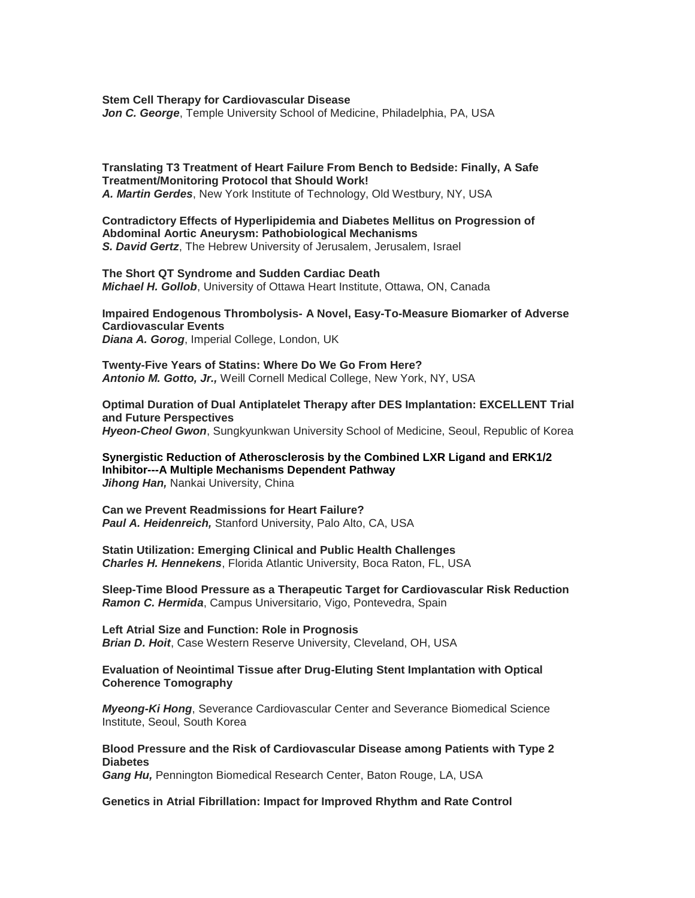**Stem Cell Therapy for Cardiovascular Disease**
***Jon C. George***, Temple University School of Medicine, Philadelphia, PA, USA

**Translating T3 Treatment of Heart Failure From Bench to Bedside: Finally, A Safe Treatment/Monitoring Protocol that Should Work!**
***A. Martin Gerdes***, New York Institute of Technology, Old Westbury, NY, USA

**Contradictory Effects of Hyperlipidemia and Diabetes Mellitus on Progression of Abdominal Aortic Aneurysm: Pathobiological Mechanisms**
***S. David Gertz***, The Hebrew University of Jerusalem, Jerusalem, Israel

**The Short QT Syndrome and Sudden Cardiac Death**
***Michael H. Gollob***, University of Ottawa Heart Institute, Ottawa, ON, Canada

**Impaired Endogenous Thrombolysis- A Novel, Easy-To-Measure Biomarker of Adverse Cardiovascular Events**
***Diana A. Gorog***, Imperial College, London, UK

**Twenty-Five Years of Statins: Where Do We Go From Here?**
***Antonio M. Gotto, Jr.,*** Weill Cornell Medical College, New York, NY, USA

**Optimal Duration of Dual Antiplatelet Therapy after DES Implantation: EXCELLENT Trial and Future Perspectives**
***Hyeon-Cheol Gwon***, Sungkyunkwan University School of Medicine, Seoul, Republic of Korea

**Synergistic Reduction of Atherosclerosis by the Combined LXR Ligand and ERK1/2 Inhibitor---A Multiple Mechanisms Dependent Pathway**
***Jihong Han,*** Nankai University, China

**Can we Prevent Readmissions for Heart Failure?**
***Paul A. Heidenreich,*** Stanford University, Palo Alto, CA, USA

**Statin Utilization: Emerging Clinical and Public Health Challenges**
***Charles H. Hennekens***, Florida Atlantic University, Boca Raton, FL, USA

**Sleep-Time Blood Pressure as a Therapeutic Target for Cardiovascular Risk Reduction**
***Ramon C. Hermida***, Campus Universitario, Vigo, Pontevedra, Spain

**Left Atrial Size and Function: Role in Prognosis**
***Brian D. Hoit***, Case Western Reserve University, Cleveland, OH, USA

**Evaluation of Neointimal Tissue after Drug-Eluting Stent Implantation with Optical Coherence Tomography**

***Myeong-Ki Hong***, Severance Cardiovascular Center and Severance Biomedical Science Institute, Seoul, South Korea

**Blood Pressure and the Risk of Cardiovascular Disease among Patients with Type 2 Diabetes**
***Gang Hu,*** Pennington Biomedical Research Center, Baton Rouge, LA, USA

**Genetics in Atrial Fibrillation: Impact for Improved Rhythm and Rate Control**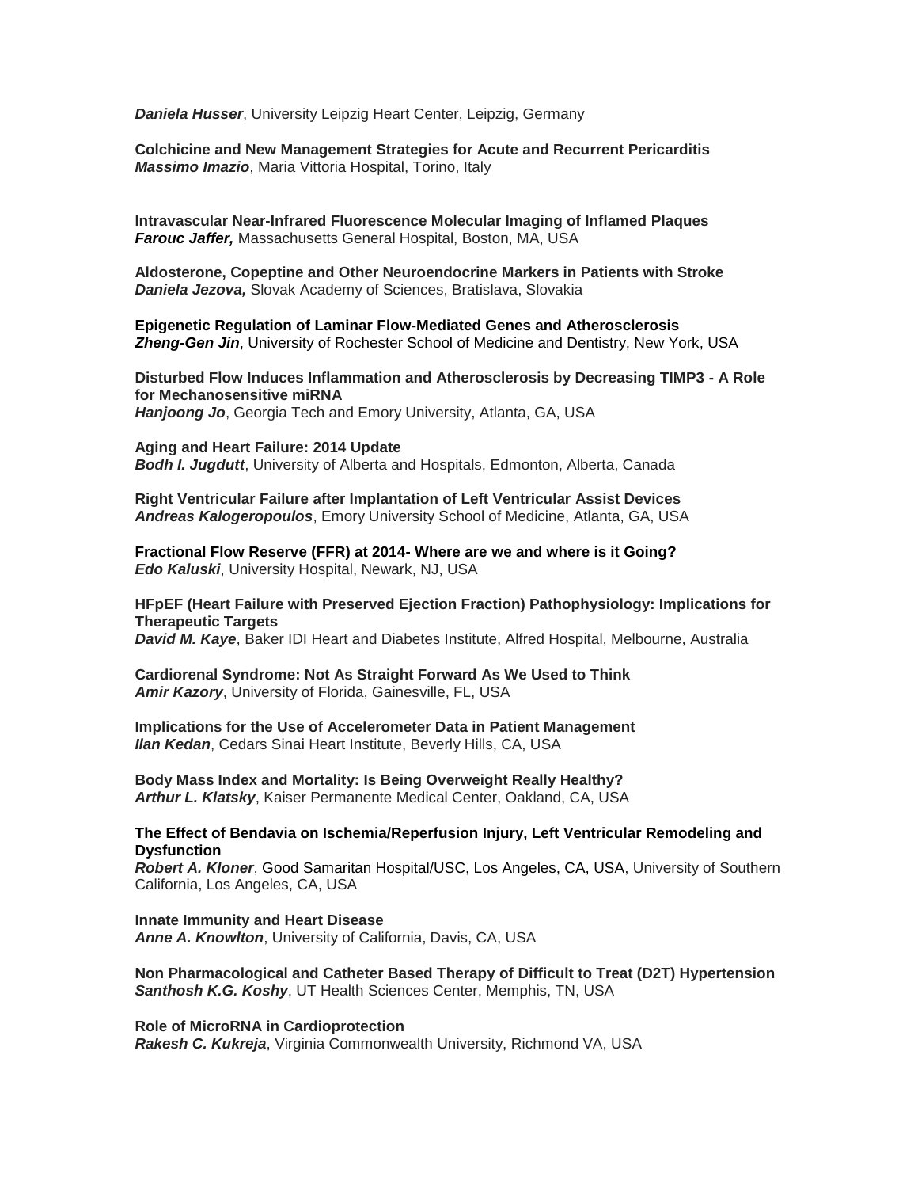***Daniela Husser***, University Leipzig Heart Center, Leipzig, Germany

**Colchicine and New Management Strategies for Acute and Recurrent Pericarditis**
***Massimo Imazio***, Maria Vittoria Hospital, Torino, Italy

**Intravascular Near-Infrared Fluorescence Molecular Imaging of Inflamed Plaques**
***Farouc Jaffer,*** Massachusetts General Hospital, Boston, MA, USA

**Aldosterone, Copeptine and Other Neuroendocrine Markers in Patients with Stroke**
***Daniela Jezova,*** Slovak Academy of Sciences, Bratislava, Slovakia

**Epigenetic Regulation of Laminar Flow-Mediated Genes and Atherosclerosis**
***Zheng-Gen Jin***, University of Rochester School of Medicine and Dentistry, New York, USA

**Disturbed Flow Induces Inflammation and Atherosclerosis by Decreasing TIMP3 - A Role for Mechanosensitive miRNA**
***Hanjoong Jo***, Georgia Tech and Emory University, Atlanta, GA, USA

**Aging and Heart Failure: 2014 Update**
***Bodh I. Jugdutt***, University of Alberta and Hospitals, Edmonton, Alberta, Canada

**Right Ventricular Failure after Implantation of Left Ventricular Assist Devices**
***Andreas Kalogeropoulos***, Emory University School of Medicine, Atlanta, GA, USA

**Fractional Flow Reserve (FFR) at 2014- Where are we and where is it Going?**
***Edo Kaluski***, University Hospital, Newark, NJ, USA

**HFpEF (Heart Failure with Preserved Ejection Fraction) Pathophysiology: Implications for Therapeutic Targets**
***David M. Kaye***, Baker IDI Heart and Diabetes Institute, Alfred Hospital, Melbourne, Australia

**Cardiorenal Syndrome: Not As Straight Forward As We Used to Think**
***Amir Kazory***, University of Florida, Gainesville, FL, USA

**Implications for the Use of Accelerometer Data in Patient Management**
***Ilan Kedan***, Cedars Sinai Heart Institute, Beverly Hills, CA, USA

**Body Mass Index and Mortality: Is Being Overweight Really Healthy?**
***Arthur L. Klatsky***, Kaiser Permanente Medical Center, Oakland, CA, USA

**The Effect of Bendavia on Ischemia/Reperfusion Injury, Left Ventricular Remodeling and Dysfunction**
***Robert A. Kloner***, Good Samaritan Hospital/USC, Los Angeles, CA, USA, University of Southern California, Los Angeles, CA, USA

**Innate Immunity and Heart Disease**
***Anne A. Knowlton***, University of California, Davis, CA, USA

**Non Pharmacological and Catheter Based Therapy of Difficult to Treat (D2T) Hypertension**
***Santhosh K.G. Koshy***, UT Health Sciences Center, Memphis, TN, USA

**Role of MicroRNA in Cardioprotection**
***Rakesh C. Kukreja***, Virginia Commonwealth University, Richmond VA, USA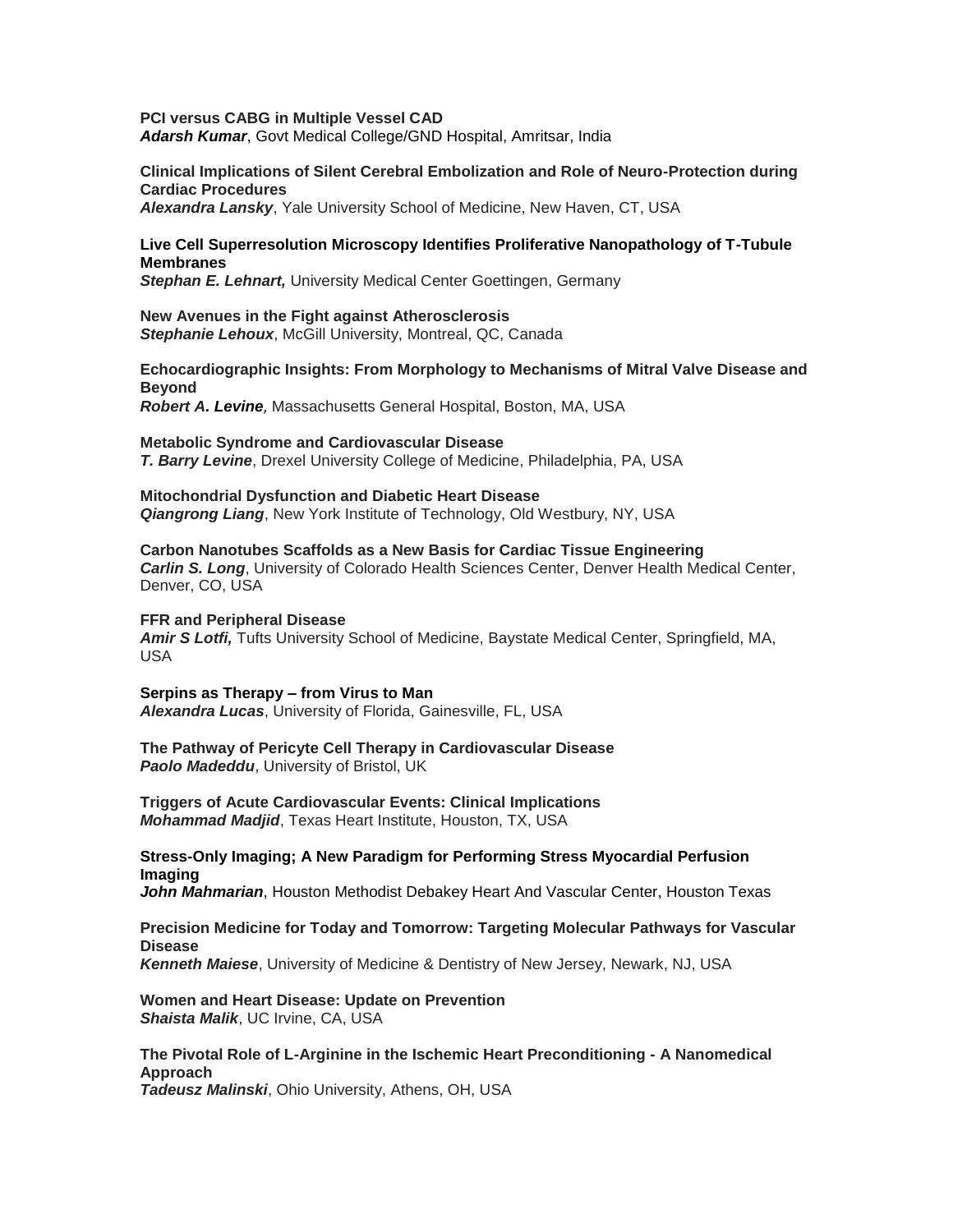**PCI versus CABG in Multiple Vessel CAD**
***Adarsh Kumar***, Govt Medical College/GND Hospital, Amritsar, India

**Clinical Implications of Silent Cerebral Embolization and Role of Neuro-Protection during Cardiac Procedures**
***Alexandra Lansky***, Yale University School of Medicine, New Haven, CT, USA

**Live Cell Superresolution Microscopy Identifies Proliferative Nanopathology of T-Tubule Membranes**
***Stephan E. Lehnart,*** University Medical Center Goettingen, Germany

**New Avenues in the Fight against Atherosclerosis**
***Stephanie Lehoux***, McGill University, Montreal, QC, Canada

**Echocardiographic Insights: From Morphology to Mechanisms of Mitral Valve Disease and Beyond**
***Robert A. Levine,*** Massachusetts General Hospital, Boston, MA, USA

**Metabolic Syndrome and Cardiovascular Disease**
***T. Barry Levine***, Drexel University College of Medicine, Philadelphia, PA, USA

**Mitochondrial Dysfunction and Diabetic Heart Disease**
***Qiangrong Liang***, New York Institute of Technology, Old Westbury, NY, USA

**Carbon Nanotubes Scaffolds as a New Basis for Cardiac Tissue Engineering**
***Carlin S. Long***, University of Colorado Health Sciences Center, Denver Health Medical Center, Denver, CO, USA

**FFR and Peripheral Disease**
***Amir S Lotfi,*** Tufts University School of Medicine, Baystate Medical Center, Springfield, MA, USA

**Serpins as Therapy – from Virus to Man**
***Alexandra Lucas***, University of Florida, Gainesville, FL, USA

**The Pathway of Pericyte Cell Therapy in Cardiovascular Disease**
***Paolo Madeddu***, University of Bristol, UK

**Triggers of Acute Cardiovascular Events: Clinical Implications**
***Mohammad Madjid***, Texas Heart Institute, Houston, TX, USA

**Stress-Only Imaging; A New Paradigm for Performing Stress Myocardial Perfusion Imaging**
***John Mahmarian***, Houston Methodist Debakey Heart And Vascular Center, Houston Texas

**Precision Medicine for Today and Tomorrow: Targeting Molecular Pathways for Vascular Disease**
***Kenneth Maiese***, University of Medicine & Dentistry of New Jersey, Newark, NJ, USA

**Women and Heart Disease: Update on Prevention**
***Shaista Malik***, UC Irvine, CA, USA

**The Pivotal Role of L-Arginine in the Ischemic Heart Preconditioning - A Nanomedical Approach**
***Tadeusz Malinski***, Ohio University, Athens, OH, USA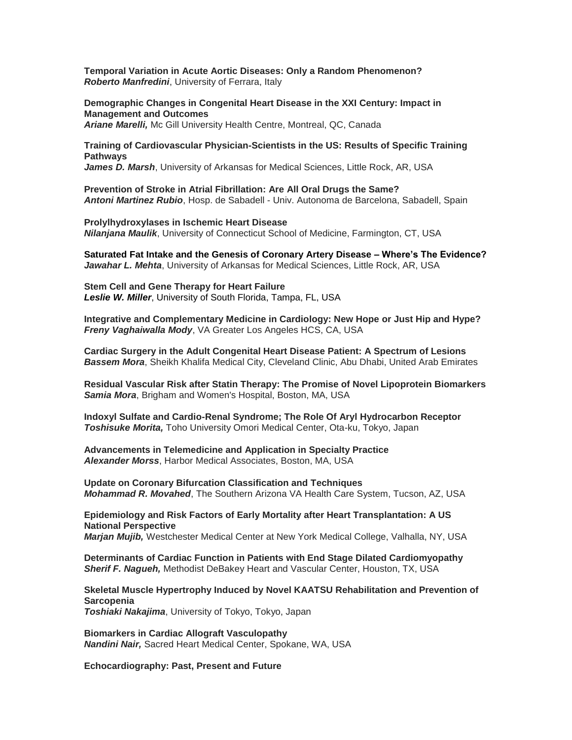**Temporal Variation in Acute Aortic Diseases: Only a Random Phenomenon?**
***Roberto Manfredini***, University of Ferrara, Italy

**Demographic Changes in Congenital Heart Disease in the XXI Century: Impact in Management and Outcomes**
***Ariane Marelli,*** Mc Gill University Health Centre, Montreal, QC, Canada

**Training of Cardiovascular Physician-Scientists in the US: Results of Specific Training Pathways**
***James D. Marsh***, University of Arkansas for Medical Sciences, Little Rock, AR, USA

**Prevention of Stroke in Atrial Fibrillation: Are All Oral Drugs the Same?**
***Antoni Martinez Rubio***, Hosp. de Sabadell - Univ. Autonoma de Barcelona, Sabadell, Spain

**Prolylhydroxylases in Ischemic Heart Disease**
***Nilanjana Maulik***, University of Connecticut School of Medicine, Farmington, CT, USA

**Saturated Fat Intake and the Genesis of Coronary Artery Disease – Where's The Evidence?**
***Jawahar L. Mehta***, University of Arkansas for Medical Sciences, Little Rock, AR, USA

**Stem Cell and Gene Therapy for Heart Failure**
***Leslie W. Miller***, University of South Florida, Tampa, FL, USA

**Integrative and Complementary Medicine in Cardiology: New Hope or Just Hip and Hype?**
***Freny Vaghaiwalla Mody***, VA Greater Los Angeles HCS, CA, USA

**Cardiac Surgery in the Adult Congenital Heart Disease Patient: A Spectrum of Lesions**
***Bassem Mora***, Sheikh Khalifa Medical City, Cleveland Clinic, Abu Dhabi, United Arab Emirates

**Residual Vascular Risk after Statin Therapy: The Promise of Novel Lipoprotein Biomarkers**
***Samia Mora***, Brigham and Women's Hospital, Boston, MA, USA

**Indoxyl Sulfate and Cardio-Renal Syndrome; The Role Of Aryl Hydrocarbon Receptor**
***Toshisuke Morita,*** Toho University Omori Medical Center, Ota-ku, Tokyo, Japan

**Advancements in Telemedicine and Application in Specialty Practice**
***Alexander Morss***, Harbor Medical Associates, Boston, MA, USA

**Update on Coronary Bifurcation Classification and Techniques**
***Mohammad R. Movahed***, The Southern Arizona VA Health Care System, Tucson, AZ, USA

**Epidemiology and Risk Factors of Early Mortality after Heart Transplantation: A US National Perspective**
***Marjan Mujib,*** Westchester Medical Center at New York Medical College, Valhalla, NY, USA

**Determinants of Cardiac Function in Patients with End Stage Dilated Cardiomyopathy**
***Sherif F. Nagueh,*** Methodist DeBakey Heart and Vascular Center, Houston, TX, USA

**Skeletal Muscle Hypertrophy Induced by Novel KAATSU Rehabilitation and Prevention of Sarcopenia**
***Toshiaki Nakajima***, University of Tokyo, Tokyo, Japan

**Biomarkers in Cardiac Allograft Vasculopathy**
***Nandini Nair,*** Sacred Heart Medical Center, Spokane, WA, USA

**Echocardiography: Past, Present and Future**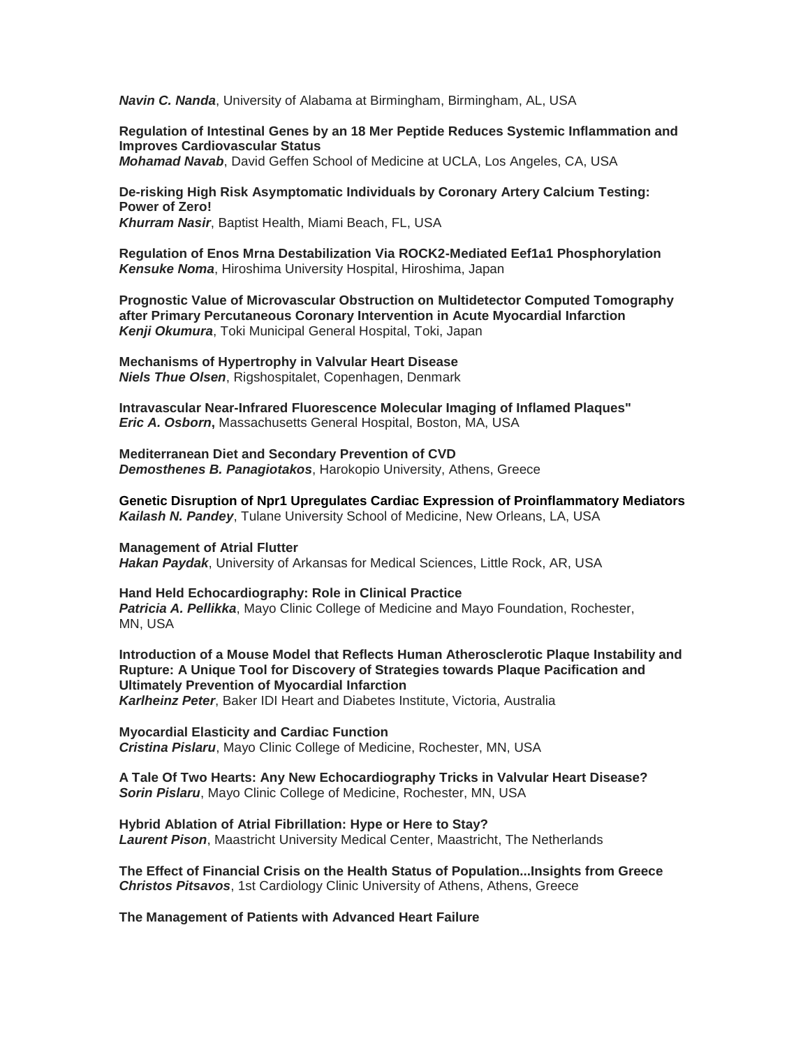***Navin C. Nanda***, University of Alabama at Birmingham, Birmingham, AL, USA

**Regulation of Intestinal Genes by an 18 Mer Peptide Reduces Systemic Inflammation and Improves Cardiovascular Status**
***Mohamad Navab***, David Geffen School of Medicine at UCLA, Los Angeles, CA, USA

**De-risking High Risk Asymptomatic Individuals by Coronary Artery Calcium Testing: Power of Zero!**
***Khurram Nasir***, Baptist Health, Miami Beach, FL, USA

**Regulation of Enos Mrna Destabilization Via ROCK2-Mediated Eef1a1 Phosphorylation**
***Kensuke Noma***, Hiroshima University Hospital, Hiroshima, Japan

**Prognostic Value of Microvascular Obstruction on Multidetector Computed Tomography after Primary Percutaneous Coronary Intervention in Acute Myocardial Infarction**
***Kenji Okumura***, Toki Municipal General Hospital, Toki, Japan

**Mechanisms of Hypertrophy in Valvular Heart Disease**
***Niels Thue Olsen***, Rigshospitalet, Copenhagen, Denmark

**Intravascular Near-Infrared Fluorescence Molecular Imaging of Inflamed Plaques"**
***Eric A. Osborn*****,** Massachusetts General Hospital, Boston, MA, USA

**Mediterranean Diet and Secondary Prevention of CVD**
***Demosthenes B. Panagiotakos***, Harokopio University, Athens, Greece

**Genetic Disruption of Npr1 Upregulates Cardiac Expression of Proinflammatory Mediators**
***Kailash N. Pandey***, Tulane University School of Medicine, New Orleans, LA, USA

**Management of Atrial Flutter**
***Hakan Paydak***, University of Arkansas for Medical Sciences, Little Rock, AR, USA

**Hand Held Echocardiography: Role in Clinical Practice**
***Patricia A. Pellikka***, Mayo Clinic College of Medicine and Mayo Foundation, Rochester, MN, USA

**Introduction of a Mouse Model that Reflects Human Atherosclerotic Plaque Instability and Rupture: A Unique Tool for Discovery of Strategies towards Plaque Pacification and Ultimately Prevention of Myocardial Infarction**
***Karlheinz Peter***, Baker IDI Heart and Diabetes Institute, Victoria, Australia

**Myocardial Elasticity and Cardiac Function**
***Cristina Pislaru***, Mayo Clinic College of Medicine, Rochester, MN, USA

**A Tale Of Two Hearts: Any New Echocardiography Tricks in Valvular Heart Disease?**
***Sorin Pislaru***, Mayo Clinic College of Medicine, Rochester, MN, USA

**Hybrid Ablation of Atrial Fibrillation: Hype or Here to Stay?**
***Laurent Pison***, Maastricht University Medical Center, Maastricht, The Netherlands

**The Effect of Financial Crisis on the Health Status of Population...Insights from Greece**
***Christos Pitsavos***, 1st Cardiology Clinic University of Athens, Athens, Greece

**The Management of Patients with Advanced Heart Failure**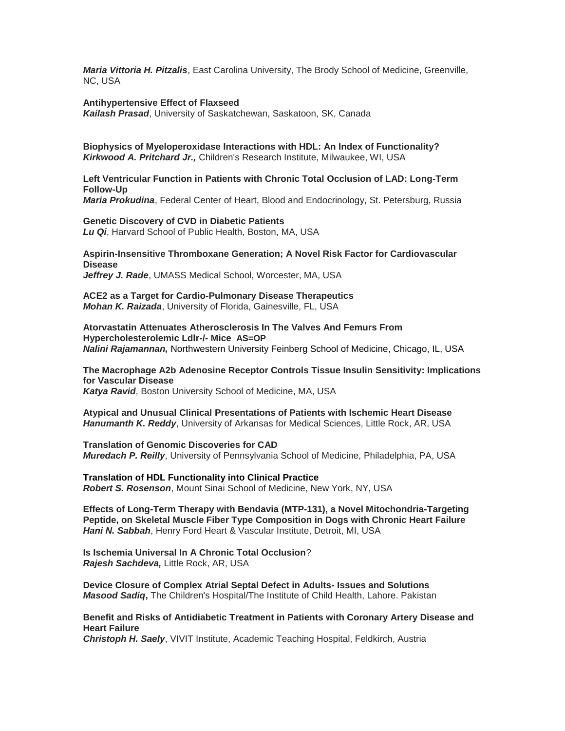***Maria Vittoria H. Pitzalis***, East Carolina University, The Brody School of Medicine, Greenville, NC, USA

**Antihypertensive Effect of Flaxseed**
***Kailash Prasad***, University of Saskatchewan, Saskatoon, SK, Canada

**Biophysics of Myeloperoxidase Interactions with HDL: An Index of Functionality?**
***Kirkwood A. Pritchard Jr.,*** Children's Research Institute, Milwaukee, WI, USA

**Left Ventricular Function in Patients with Chronic Total Occlusion of LAD: Long-Term Follow-Up**
***Maria Prokudina***, Federal Center of Heart, Blood and Endocrinology, St. Petersburg, Russia

**Genetic Discovery of CVD in Diabetic Patients**
***Lu Qi***, Harvard School of Public Health, Boston, MA, USA

**Aspirin-Insensitive Thromboxane Generation; A Novel Risk Factor for Cardiovascular Disease**
***Jeffrey J. Rade***, UMASS Medical School, Worcester, MA, USA

**ACE2 as a Target for Cardio-Pulmonary Disease Therapeutics**
***Mohan K. Raizada***, University of Florida, Gainesville, FL, USA

**Atorvastatin Attenuates Atherosclerosis In The Valves And Femurs From Hypercholesterolemic Ldlr-/- Mice AS=OP**
***Nalini Rajamannan,*** Northwestern University Feinberg School of Medicine, Chicago, IL, USA

**The Macrophage A2b Adenosine Receptor Controls Tissue Insulin Sensitivity: Implications for Vascular Disease**
***Katya Ravid***, Boston University School of Medicine, MA, USA

**Atypical and Unusual Clinical Presentations of Patients with Ischemic Heart Disease**
***Hanumanth K. Reddy***, University of Arkansas for Medical Sciences, Little Rock, AR, USA

**Translation of Genomic Discoveries for CAD**
***Muredach P. Reilly***, University of Pennsylvania School of Medicine, Philadelphia, PA, USA

**Translation of HDL Functionality into Clinical Practice**
***Robert S. Rosenson***, Mount Sinai School of Medicine, New York, NY, USA

**Effects of Long-Term Therapy with Bendavia (MTP-131), a Novel Mitochondria-Targeting Peptide, on Skeletal Muscle Fiber Type Composition in Dogs with Chronic Heart Failure**
***Hani N. Sabbah***, Henry Ford Heart & Vascular Institute, Detroit, MI, USA

**Is Ischemia Universal In A Chronic Total Occlusion**?
***Rajesh Sachdeva,*** Little Rock, AR, USA

**Device Closure of Complex Atrial Septal Defect in Adults- Issues and Solutions**
***Masood Sadiq*****,** The Children's Hospital/The Institute of Child Health, Lahore. Pakistan

**Benefit and Risks of Antidiabetic Treatment in Patients with Coronary Artery Disease and Heart Failure**
***Christoph H. Saely***, VIVIT Institute, Academic Teaching Hospital, Feldkirch, Austria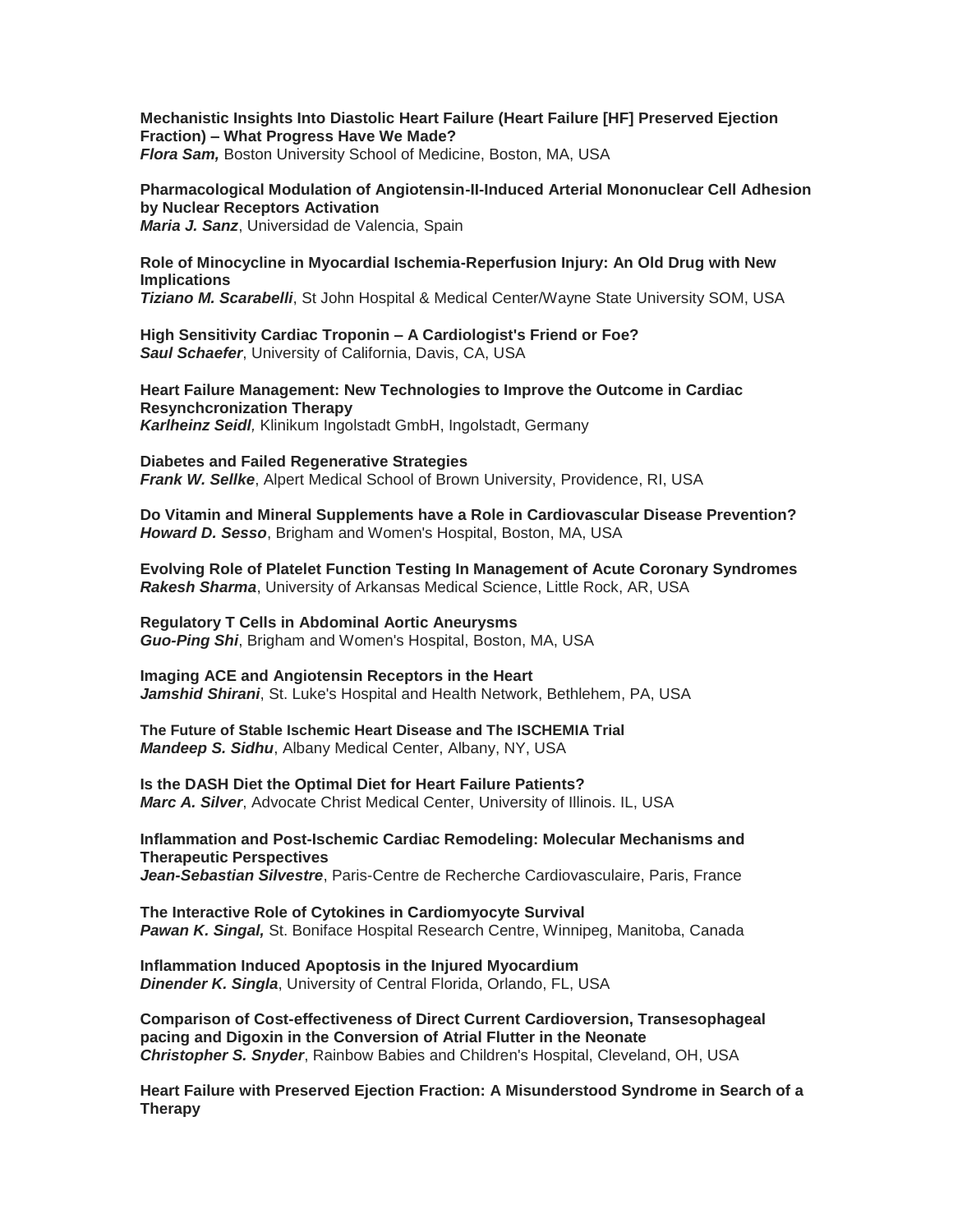**Mechanistic Insights Into Diastolic Heart Failure (Heart Failure [HF] Preserved Ejection Fraction) – What Progress Have We Made?**
***Flora Sam,*** Boston University School of Medicine, Boston, MA, USA

**Pharmacological Modulation of Angiotensin-II-Induced Arterial Mononuclear Cell Adhesion by Nuclear Receptors Activation**
***Maria J. Sanz***, Universidad de Valencia, Spain

**Role of Minocycline in Myocardial Ischemia-Reperfusion Injury: An Old Drug with New Implications**
***Tiziano M. Scarabelli***, St John Hospital & Medical Center/Wayne State University SOM, USA

**High Sensitivity Cardiac Troponin – A Cardiologist's Friend or Foe?**
***Saul Schaefer***, University of California, Davis, CA, USA

**Heart Failure Management: New Technologies to Improve the Outcome in Cardiac Resynchcronization Therapy**
***Karlheinz Seidl,*** Klinikum Ingolstadt GmbH, Ingolstadt, Germany

**Diabetes and Failed Regenerative Strategies**
***Frank W. Sellke***, Alpert Medical School of Brown University, Providence, RI, USA

**Do Vitamin and Mineral Supplements have a Role in Cardiovascular Disease Prevention?**
***Howard D. Sesso***, Brigham and Women's Hospital, Boston, MA, USA

**Evolving Role of Platelet Function Testing In Management of Acute Coronary Syndromes**
***Rakesh Sharma***, University of Arkansas Medical Science, Little Rock, AR, USA

**Regulatory T Cells in Abdominal Aortic Aneurysms**
***Guo-Ping Shi***, Brigham and Women's Hospital, Boston, MA, USA

**Imaging ACE and Angiotensin Receptors in the Heart**
***Jamshid Shirani***, St. Luke's Hospital and Health Network, Bethlehem, PA, USA

**The Future of Stable Ischemic Heart Disease and The ISCHEMIA Trial**
***Mandeep S. Sidhu***, Albany Medical Center, Albany, NY, USA

**Is the DASH Diet the Optimal Diet for Heart Failure Patients?**
***Marc A. Silver***, Advocate Christ Medical Center, University of Illinois. IL, USA

**Inflammation and Post-Ischemic Cardiac Remodeling: Molecular Mechanisms and Therapeutic Perspectives**
***Jean-Sebastian Silvestre***, Paris-Centre de Recherche Cardiovasculaire, Paris, France

**The Interactive Role of Cytokines in Cardiomyocyte Survival**
***Pawan K. Singal,*** St. Boniface Hospital Research Centre, Winnipeg, Manitoba, Canada

**Inflammation Induced Apoptosis in the Injured Myocardium**
***Dinender K. Singla***, University of Central Florida, Orlando, FL, USA

**Comparison of Cost-effectiveness of Direct Current Cardioversion, Transesophageal pacing and Digoxin in the Conversion of Atrial Flutter in the Neonate**
***Christopher S. Snyder***, Rainbow Babies and Children's Hospital, Cleveland, OH, USA

**Heart Failure with Preserved Ejection Fraction: A Misunderstood Syndrome in Search of a Therapy**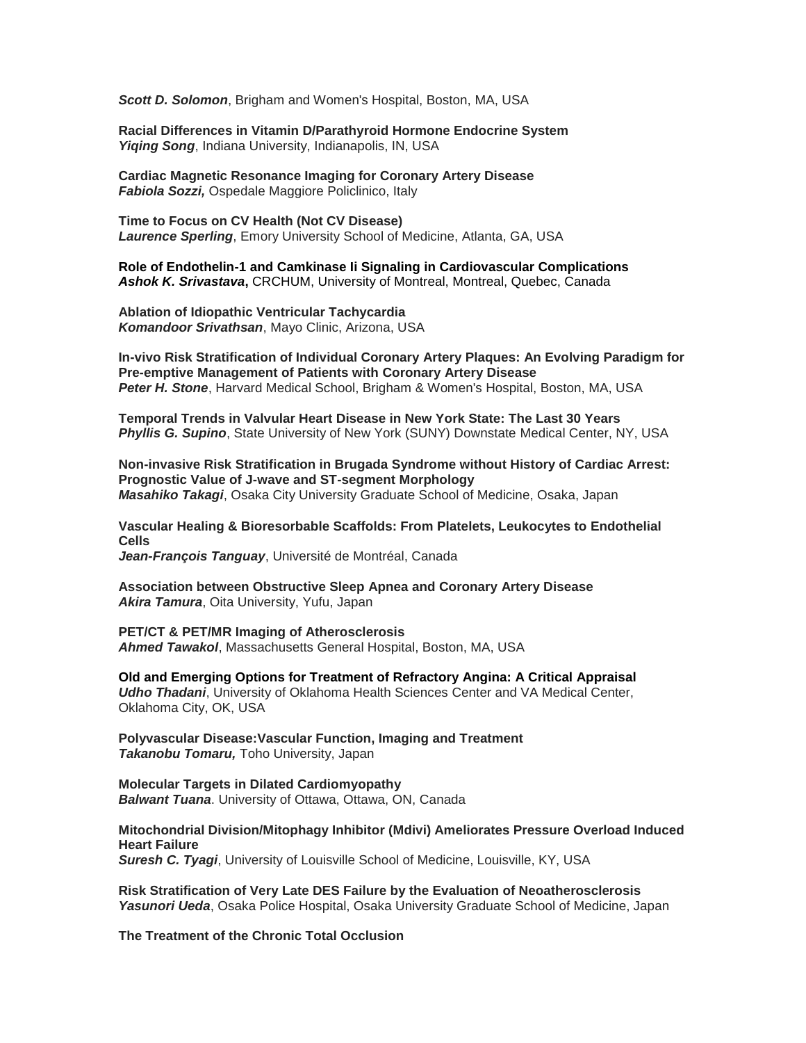***Scott D. Solomon***, Brigham and Women's Hospital, Boston, MA, USA

**Racial Differences in Vitamin D/Parathyroid Hormone Endocrine System**
***Yiqing Song***, Indiana University, Indianapolis, IN, USA

**Cardiac Magnetic Resonance Imaging for Coronary Artery Disease**
***Fabiola Sozzi,*** Ospedale Maggiore Policlinico, Italy

**Time to Focus on CV Health (Not CV Disease)**
***Laurence Sperling***, Emory University School of Medicine, Atlanta, GA, USA

**Role of Endothelin-1 and Camkinase Ii Signaling in Cardiovascular Complications**
***Ashok K. Srivastava*, **CRCHUM, University of Montreal, Montreal, Quebec, Canada

**Ablation of Idiopathic Ventricular Tachycardia**
***Komandoor Srivathsan***, Mayo Clinic, Arizona, USA

**In-vivo Risk Stratification of Individual Coronary Artery Plaques: An Evolving Paradigm for Pre-emptive Management of Patients with Coronary Artery Disease**
***Peter H. Stone***, Harvard Medical School, Brigham & Women's Hospital, Boston, MA, USA

**Temporal Trends in Valvular Heart Disease in New York State: The Last 30 Years**
***Phyllis G. Supino***, State University of New York (SUNY) Downstate Medical Center, NY, USA

**Non-invasive Risk Stratification in Brugada Syndrome without History of Cardiac Arrest: Prognostic Value of J-wave and ST-segment Morphology**
***Masahiko Takagi***, Osaka City University Graduate School of Medicine, Osaka, Japan

**Vascular Healing & Bioresorbable Scaffolds: From Platelets, Leukocytes to Endothelial Cells**
***Jean-François Tanguay***, Université de Montréal, Canada

**Association between Obstructive Sleep Apnea and Coronary Artery Disease**
***Akira Tamura***, Oita University, Yufu, Japan

**PET/CT & PET/MR Imaging of Atherosclerosis**
***Ahmed Tawakol***, Massachusetts General Hospital, Boston, MA, USA

**Old and Emerging Options for Treatment of Refractory Angina: A Critical Appraisal**
***Udho Thadani***, University of Oklahoma Health Sciences Center and VA Medical Center, Oklahoma City, OK, USA

**Polyvascular Disease:Vascular Function, Imaging and Treatment**
***Takanobu Tomaru,*** Toho University, Japan

**Molecular Targets in Dilated Cardiomyopathy**
***Balwant Tuana***. University of Ottawa, Ottawa, ON, Canada

**Mitochondrial Division/Mitophagy Inhibitor (Mdivi) Ameliorates Pressure Overload Induced Heart Failure**
***Suresh C. Tyagi***, University of Louisville School of Medicine, Louisville, KY, USA

**Risk Stratification of Very Late DES Failure by the Evaluation of Neoatherosclerosis**
***Yasunori Ueda***, Osaka Police Hospital, Osaka University Graduate School of Medicine, Japan

**The Treatment of the Chronic Total Occlusion**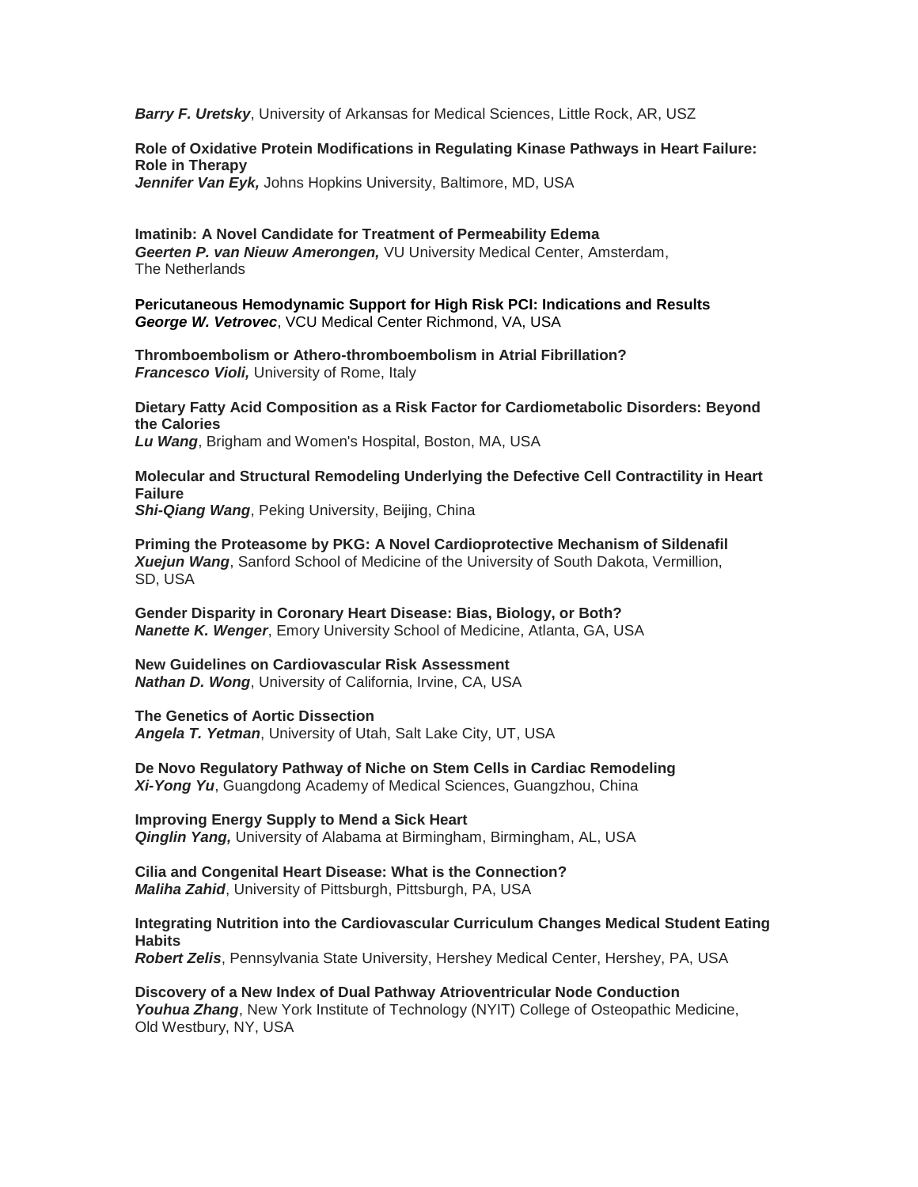***Barry F. Uretsky***, University of Arkansas for Medical Sciences, Little Rock, AR, USZ

**Role of Oxidative Protein Modifications in Regulating Kinase Pathways in Heart Failure: Role in Therapy**
***Jennifer Van Eyk,*** Johns Hopkins University, Baltimore, MD, USA

**Imatinib: A Novel Candidate for Treatment of Permeability Edema**
***Geerten P. van Nieuw Amerongen,*** VU University Medical Center, Amsterdam, The Netherlands

**Pericutaneous Hemodynamic Support for High Risk PCI: Indications and Results**
***George W. Vetrovec***, VCU Medical Center Richmond, VA, USA

**Thromboembolism or Athero-thromboembolism in Atrial Fibrillation?**
***Francesco Violi,*** University of Rome, Italy

**Dietary Fatty Acid Composition as a Risk Factor for Cardiometabolic Disorders: Beyond the Calories**
***Lu Wang***, Brigham and Women's Hospital, Boston, MA, USA

**Molecular and Structural Remodeling Underlying the Defective Cell Contractility in Heart Failure**
***Shi-Qiang Wang***, Peking University, Beijing, China

**Priming the Proteasome by PKG: A Novel Cardioprotective Mechanism of Sildenafil**
***Xuejun Wang***, Sanford School of Medicine of the University of South Dakota, Vermillion, SD, USA

**Gender Disparity in Coronary Heart Disease: Bias, Biology, or Both?**
***Nanette K. Wenger***, Emory University School of Medicine, Atlanta, GA, USA

**New Guidelines on Cardiovascular Risk Assessment**
***Nathan D. Wong***, University of California, Irvine, CA, USA

**The Genetics of Aortic Dissection**
***Angela T. Yetman***, University of Utah, Salt Lake City, UT, USA

**De Novo Regulatory Pathway of Niche on Stem Cells in Cardiac Remodeling**
***Xi-Yong Yu***, Guangdong Academy of Medical Sciences, Guangzhou, China

**Improving Energy Supply to Mend a Sick Heart**
***Qinglin Yang,*** University of Alabama at Birmingham, Birmingham, AL, USA

**Cilia and Congenital Heart Disease: What is the Connection?**
***Maliha Zahid***, University of Pittsburgh, Pittsburgh, PA, USA

**Integrating Nutrition into the Cardiovascular Curriculum Changes Medical Student Eating Habits**
***Robert Zelis***, Pennsylvania State University, Hershey Medical Center, Hershey, PA, USA

**Discovery of a New Index of Dual Pathway Atrioventricular Node Conduction**
***Youhua Zhang***, New York Institute of Technology (NYIT) College of Osteopathic Medicine, Old Westbury, NY, USA